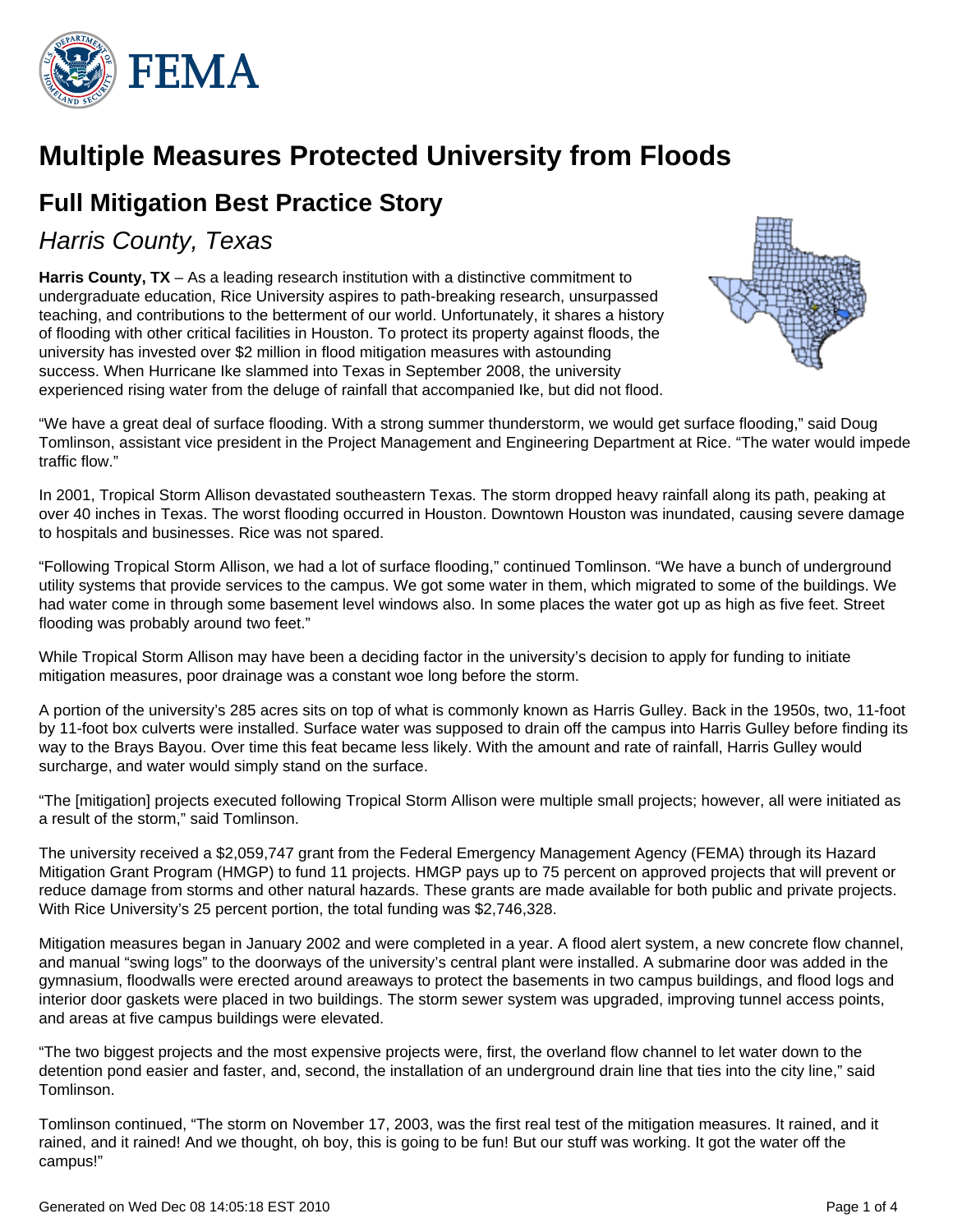# Multiple Measures Protected University from Floods

## Full Mitigation Best Practice Story

### *Harris County, Texas*

**Harris County, TX** – As a leading research institution with a distinctive commitment to undergraduate education, Rice University aspires to path-breaking research, unsurpassed teaching, and contributions to the betterment of our world. Unfortunately, it shares a history of flooding with other critical facilities in Houston. To protect its property against floods, the university has invested over $2 million in flood mitigation measures with astounding success. When Hurricane Ike slammed into Texas in September 2008, the university experienced rising water from the deluge of rainfall that accompanied Ike, but did not flood.

"We have a great deal of surface flooding. With a strong summer thunderstorm, we would get surface flooding," said Doug Tomlinson, assistant vice president in the Project Management and Engineering Department at Rice. "The water would impede traffic flow."

In 2001, Tropical Storm Allison devastated southeastern Texas. The storm dropped heavy rainfall along its path, peaking at over 40 inches in Texas. The worst flooding occurred in Houston. Downtown Houston was inundated, causing severe damage to hospitals and businesses. Rice was not spared.

"Following Tropical Storm Allison, we had a lot of surface flooding," continued Tomlinson. "We have a bunch of underground utility systems that provide services to the campus. We got some water in them, which migrated to some of the buildings. We had water come in through some basement level windows also. In some places the water got up as high as five feet. Street flooding was probably around two feet."

While Tropical Storm Allison may have been a deciding factor in the university's decision to apply for funding to initiate mitigation measures, poor drainage was a constant woe long before the storm.

A portion of the university's 285 acres sits on top of what is commonly known as Harris Gulley. Back in the 1950s, two, 11-foot by 11-foot box culverts were installed. Surface water was supposed to drain off the campus into Harris Gulley before finding its way to the Brays Bayou. Over time this feat became less likely. With the amount and rate of rainfall, Harris Gulley would surcharge, and water would simply stand on the surface.

"The [mitigation] projects executed following Tropical Storm Allison were multiple small projects; however, all were initiated as a result of the storm," said Tomlinson.

The university received a $2,059,747 grant from the Federal Emergency Management Agency (FEMA) through its Hazard Mitigation Grant Program (HMGP) to fund 11 projects. HMGP pays up to 75 percent on approved projects that will prevent or reduce damage from storms and other natural hazards. These grants are made available for both public and private projects. With Rice University's 25 percent portion, the total funding was $2,746,328.

Mitigation measures began in January 2002 and were completed in a year. A flood alert system, a new concrete flow channel, and manual "swing logs" to the doorways of the university's central plant were installed. A submarine door was added in the gymnasium, floodwalls were erected around areaways to protect the basements in two campus buildings, and flood logs and interior door gaskets were placed in two buildings. The storm sewer system was upgraded, improving tunnel access points, and areas at five campus buildings were elevated.

"The two biggest projects and the most expensive projects were, first, the overland flow channel to let water down to the detention pond easier and faster, and, second, the installation of an underground drain line that ties into the city line," said Tomlinson.

Tomlinson continued, "The storm on November 17, 2003, was the first real test of the mitigation measures. It rained, and it rained, and it rained! And we thought, oh boy, this is going to be fun! But our stuff was working. It got the water off the campus!"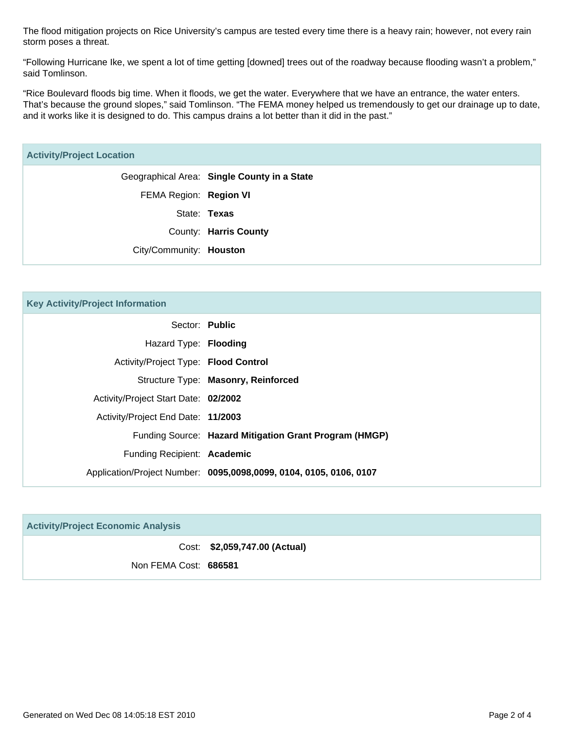The flood mitigation projects on Rice University's campus are tested every time there is a heavy rain; however, not every rain storm poses a threat.

"Following Hurricane Ike, we spent a lot of time getting [downed] trees out of the roadway because flooding wasn't a problem," said Tomlinson.

"Rice Boulevard floods big time. When it floods, we get the water. Everywhere that we have an entrance, the water enters. That's because the ground slopes," said Tomlinson. "The FEMA money helped us tremendously to get our drainage up to date, and it works like it is designed to do. This campus drains a lot better than it did in the past."

### Activity/Project Location

| | |
|---|---|
| Geographical Area: | **Single County in a State** |
| FEMA Region: | **Region VI** |
| State: | **Texas** |
| County: | **Harris County** |
| City/Community: | **Houston** |

### Key Activity/Project Information

| | |
|---|---|
| Sector: | **Public** |
| Hazard Type: | **Flooding** |
| Activity/Project Type: | **Flood Control** |
| Structure Type: | **Masonry, Reinforced** |
| Activity/Project Start Date: | **02/2002** |
| Activity/Project End Date: | **11/2003** |
| Funding Source: | **Hazard Mitigation Grant Program (HMGP)** |
| Funding Recipient: | **Academic** |
| Application/Project Number: | **0095,0098,0099, 0104, 0105, 0106, 0107** |

### Activity/Project Economic Analysis

| | |
|---|---|
| Cost: | **$2,059,747.00 (Actual)** |
| Non FEMA Cost: | **686581** |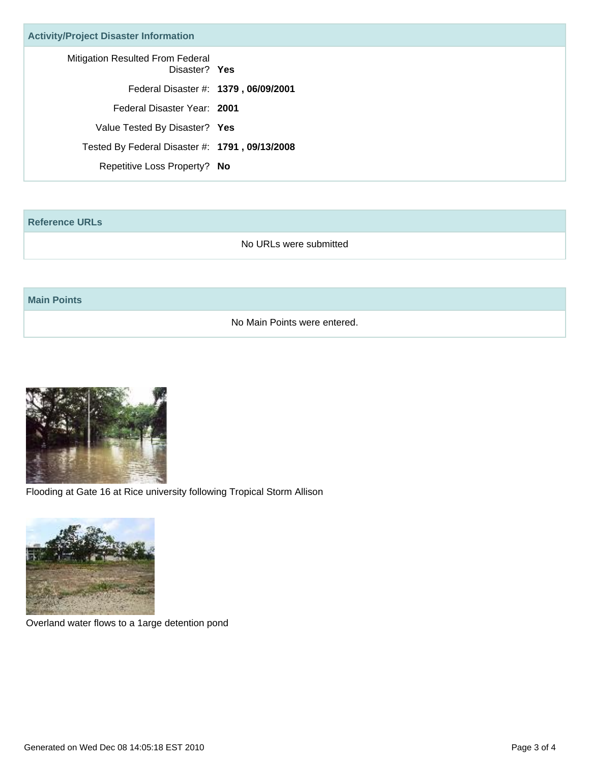## Activity/Project Disaster Information

Mitigation Resulted From Federal Disaster? **Yes**

Federal Disaster #: **1379 , 06/09/2001**

Federal Disaster Year: **2001**

Value Tested By Disaster? **Yes**

Tested By Federal Disaster #: **1791 , 09/13/2008**

Repetitive Loss Property? **No**

## Reference URLs

No URLs were submitted

## Main Points

No Main Points were entered.

Flooding at Gate 16 at Rice university following Tropical Storm Allison

Overland water flows to a 1arge detention pond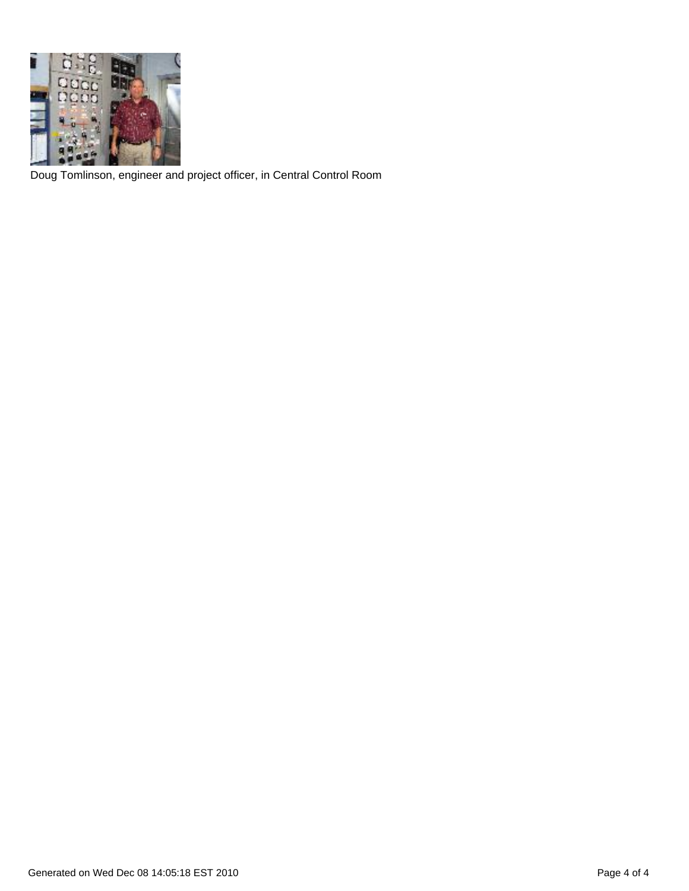Doug Tomlinson, engineer and project officer, in Central Control Room